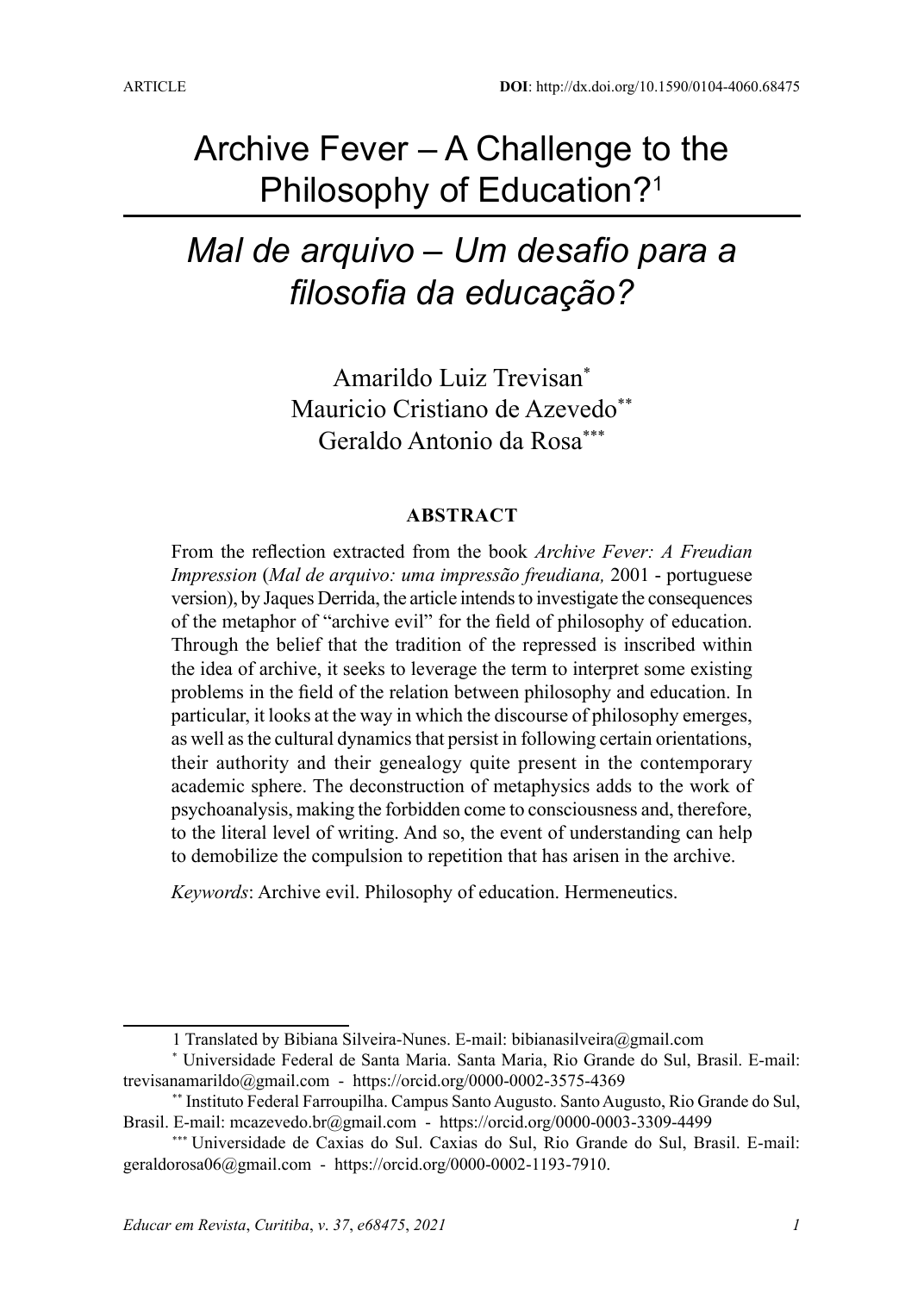ARTICLE

**DOI**: http://dx.doi.org/10.1590/0104-4060.68475

# Archive Fever – A Challenge to the Philosophy of Education?[1]

# *Mal de arquivo – Um desafio para a filosofia da educação?*

Amarildo Luiz Trevisan[*]
Mauricio Cristiano de Azevedo[**]
Geraldo Antonio da Rosa[***]

**ABSTRACT**

From the reflection extracted from the book *Archive Fever: A Freudian Impression* (*Mal de arquivo: uma impressão freudiana,* 2001 - portuguese version), by Jaques Derrida, the article intends to investigate the consequences of the metaphor of "archive evil" for the field of philosophy of education. Through the belief that the tradition of the repressed is inscribed within the idea of archive, it seeks to leverage the term to interpret some existing problems in the field of the relation between philosophy and education. In particular, it looks at the way in which the discourse of philosophy emerges, as well as the cultural dynamics that persist in following certain orientations, their authority and their genealogy quite present in the contemporary academic sphere. The deconstruction of metaphysics adds to the work of psychoanalysis, making the forbidden come to consciousness and, therefore, to the literal level of writing. And so, the event of understanding can help to demobilize the compulsion to repetition that has arisen in the archive.

*Keywords*: Archive evil. Philosophy of education. Hermeneutics.

---

1 Translated by Bibiana Silveira-Nunes. E-mail: bibianasilveira@gmail.com

[*] Universidade Federal de Santa Maria. Santa Maria, Rio Grande do Sul, Brasil. E-mail: trevisanamarildo@gmail.com - https://orcid.org/0000-0002-3575-4369

[**] Instituto Federal Farroupilha. Campus Santo Augusto. Santo Augusto, Rio Grande do Sul, Brasil. E-mail: mcazevedo.br@gmail.com - https://orcid.org/0000-0003-3309-4499

[***] Universidade de Caxias do Sul. Caxias do Sul, Rio Grande do Sul, Brasil. E-mail: geraldorosa06@gmail.com - https://orcid.org/0000-0002-1193-7910.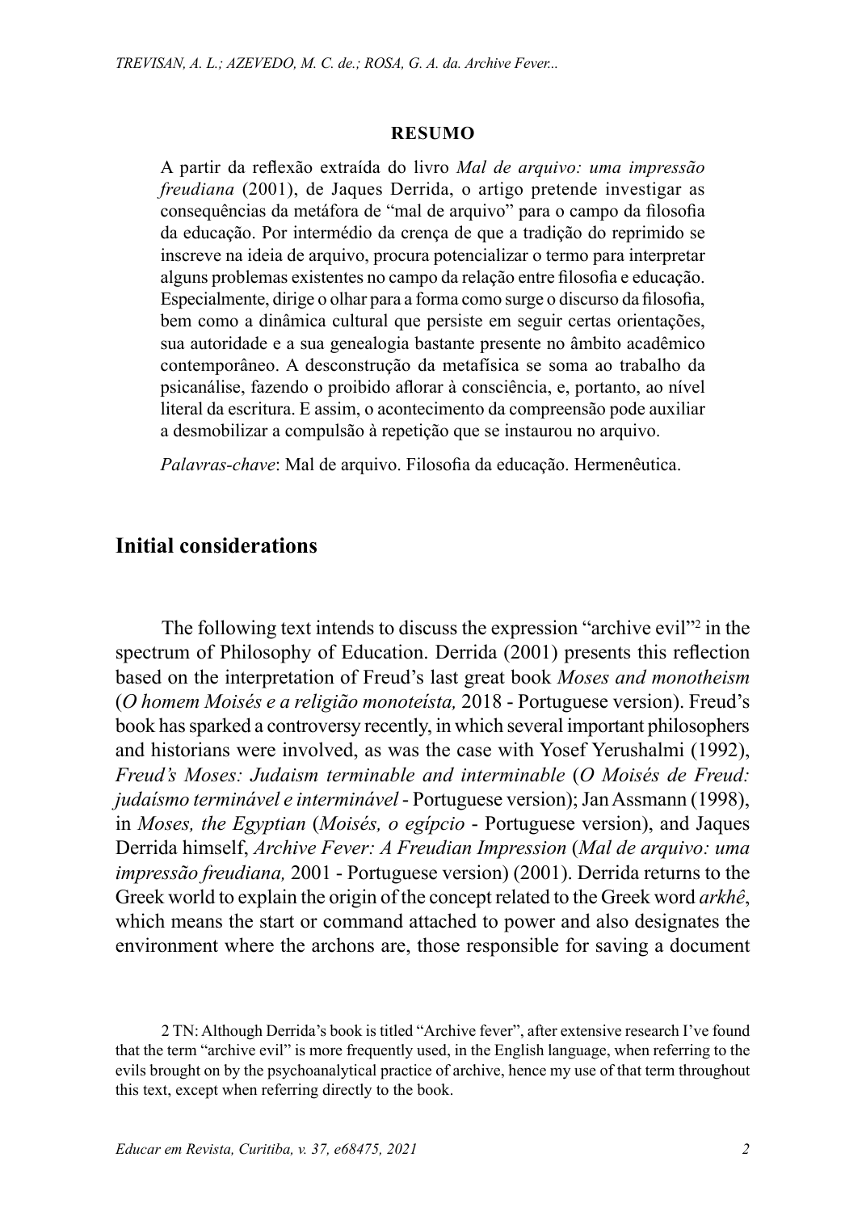**RESUMO**

A partir da reflexão extraída do livro *Mal de arquivo: uma impressão freudiana* (2001), de Jaques Derrida, o artigo pretende investigar as consequências da metáfora de "mal de arquivo" para o campo da filosofia da educação. Por intermédio da crença de que a tradição do reprimido se inscreve na ideia de arquivo, procura potencializar o termo para interpretar alguns problemas existentes no campo da relação entre filosofia e educação. Especialmente, dirige o olhar para a forma como surge o discurso da filosofia, bem como a dinâmica cultural que persiste em seguir certas orientações, sua autoridade e a sua genealogia bastante presente no âmbito acadêmico contemporâneo. A desconstrução da metafísica se soma ao trabalho da psicanálise, fazendo o proibido aflorar à consciência, e, portanto, ao nível literal da escritura. E assim, o acontecimento da compreensão pode auxiliar a desmobilizar a compulsão à repetição que se instaurou no arquivo.

*Palavras-chave*: Mal de arquivo. Filosofia da educação. Hermenêutica.

## Initial considerations

The following text intends to discuss the expression "archive evil"[2] in the spectrum of Philosophy of Education. Derrida (2001) presents this reflection based on the interpretation of Freud's last great book *Moses and monotheism* (*O homem Moisés e a religião monoteísta,* 2018 - Portuguese version). Freud's book has sparked a controversy recently, in which several important philosophers and historians were involved, as was the case with Yosef Yerushalmi (1992), *Freud's Moses: Judaism terminable and interminable* (*O Moisés de Freud: judaísmo terminável e interminável* - Portuguese version); Jan Assmann (1998), in *Moses, the Egyptian* (*Moisés, o egípcio* - Portuguese version), and Jaques Derrida himself, *Archive Fever: A Freudian Impression* (*Mal de arquivo: uma impressão freudiana,* 2001 - Portuguese version) (2001). Derrida returns to the Greek world to explain the origin of the concept related to the Greek word *arkhê*, which means the start or command attached to power and also designates the environment where the archons are, those responsible for saving a document

2 TN: Although Derrida's book is titled "Archive fever", after extensive research I've found that the term "archive evil" is more frequently used, in the English language, when referring to the evils brought on by the psychoanalytical practice of archive, hence my use of that term throughout this text, except when referring directly to the book.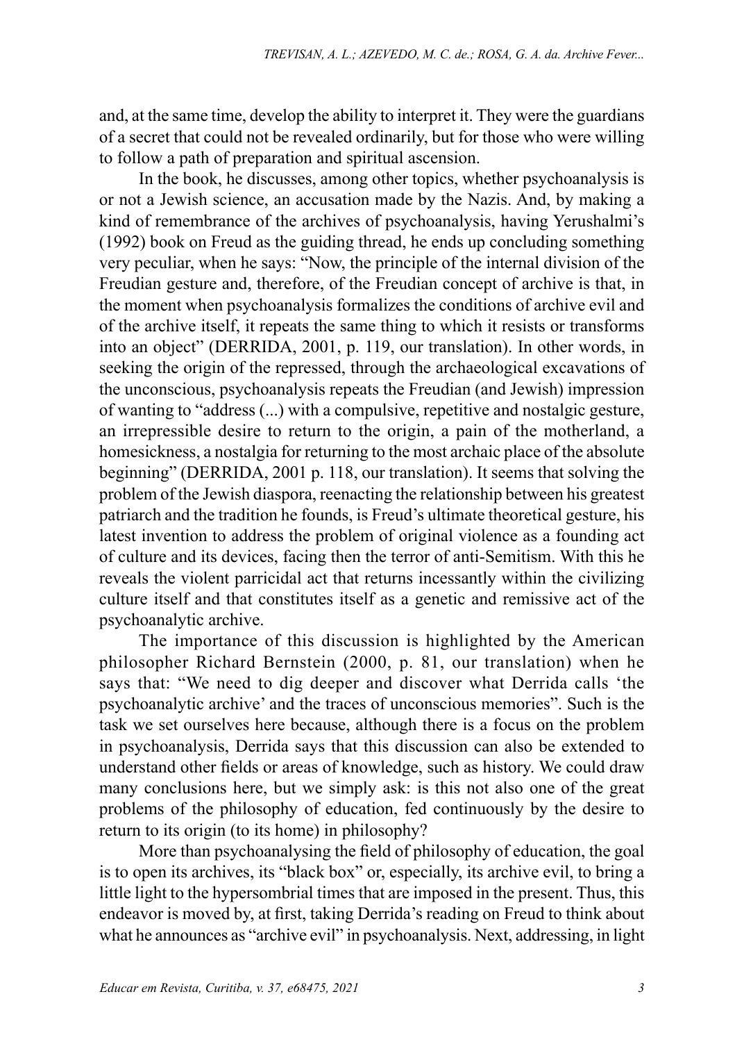and, at the same time, develop the ability to interpret it. They were the guardians of a secret that could not be revealed ordinarily, but for those who were willing to follow a path of preparation and spiritual ascension.

In the book, he discusses, among other topics, whether psychoanalysis is or not a Jewish science, an accusation made by the Nazis. And, by making a kind of remembrance of the archives of psychoanalysis, having Yerushalmi's (1992) book on Freud as the guiding thread, he ends up concluding something very peculiar, when he says: "Now, the principle of the internal division of the Freudian gesture and, therefore, of the Freudian concept of archive is that, in the moment when psychoanalysis formalizes the conditions of archive evil and of the archive itself, it repeats the same thing to which it resists or transforms into an object" (DERRIDA, 2001, p. 119, our translation). In other words, in seeking the origin of the repressed, through the archaeological excavations of the unconscious, psychoanalysis repeats the Freudian (and Jewish) impression of wanting to "address (...) with a compulsive, repetitive and nostalgic gesture, an irrepressible desire to return to the origin, a pain of the motherland, a homesickness, a nostalgia for returning to the most archaic place of the absolute beginning" (DERRIDA, 2001 p. 118, our translation). It seems that solving the problem of the Jewish diaspora, reenacting the relationship between his greatest patriarch and the tradition he founds, is Freud's ultimate theoretical gesture, his latest invention to address the problem of original violence as a founding act of culture and its devices, facing then the terror of anti-Semitism. With this he reveals the violent parricidal act that returns incessantly within the civilizing culture itself and that constitutes itself as a genetic and remissive act of the psychoanalytic archive.

The importance of this discussion is highlighted by the American philosopher Richard Bernstein (2000, p. 81, our translation) when he says that: "We need to dig deeper and discover what Derrida calls 'the psychoanalytic archive' and the traces of unconscious memories". Such is the task we set ourselves here because, although there is a focus on the problem in psychoanalysis, Derrida says that this discussion can also be extended to understand other fields or areas of knowledge, such as history. We could draw many conclusions here, but we simply ask: is this not also one of the great problems of the philosophy of education, fed continuously by the desire to return to its origin (to its home) in philosophy?

More than psychoanalysing the field of philosophy of education, the goal is to open its archives, its "black box" or, especially, its archive evil, to bring a little light to the hypersombrial times that are imposed in the present. Thus, this endeavor is moved by, at first, taking Derrida's reading on Freud to think about what he announces as "archive evil" in psychoanalysis. Next, addressing, in light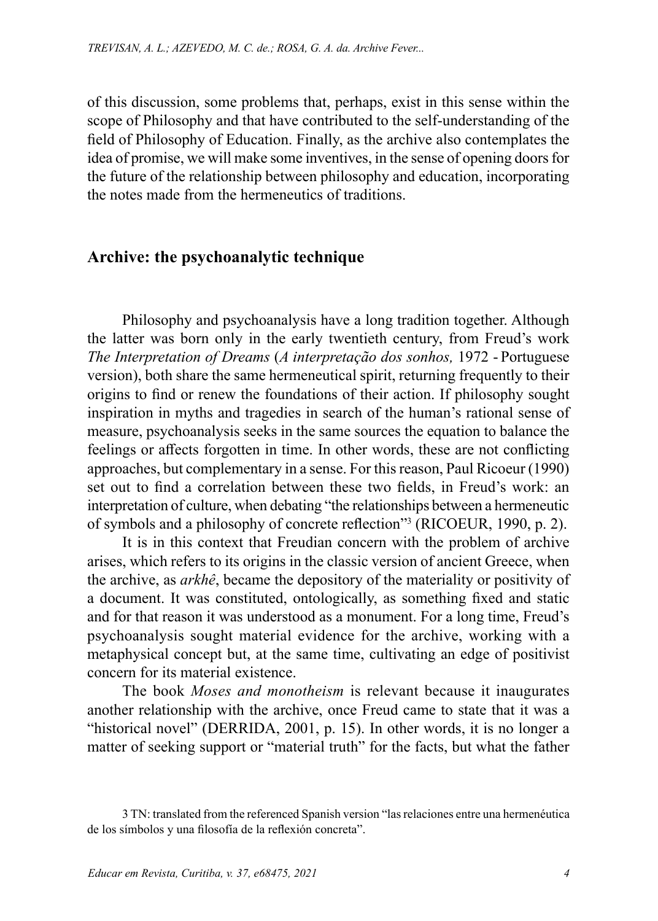of this discussion, some problems that, perhaps, exist in this sense within the scope of Philosophy and that have contributed to the self-understanding of the field of Philosophy of Education. Finally, as the archive also contemplates the idea of promise, we will make some inventives, in the sense of opening doors for the future of the relationship between philosophy and education, incorporating the notes made from the hermeneutics of traditions.

## Archive: the psychoanalytic technique

Philosophy and psychoanalysis have a long tradition together. Although the latter was born only in the early twentieth century, from Freud's work *The Interpretation of Dreams* (*A interpretação dos sonhos,* 1972 - Portuguese version), both share the same hermeneutical spirit, returning frequently to their origins to find or renew the foundations of their action. If philosophy sought inspiration in myths and tragedies in search of the human's rational sense of measure, psychoanalysis seeks in the same sources the equation to balance the feelings or affects forgotten in time. In other words, these are not conflicting approaches, but complementary in a sense. For this reason, Paul Ricoeur (1990) set out to find a correlation between these two fields, in Freud's work: an interpretation of culture, when debating "the relationships between a hermeneutic of symbols and a philosophy of concrete reflection"[3] (RICOEUR, 1990, p. 2).

It is in this context that Freudian concern with the problem of archive arises, which refers to its origins in the classic version of ancient Greece, when the archive, as *arkhê*, became the depository of the materiality or positivity of a document. It was constituted, ontologically, as something fixed and static and for that reason it was understood as a monument. For a long time, Freud's psychoanalysis sought material evidence for the archive, working with a metaphysical concept but, at the same time, cultivating an edge of positivist concern for its material existence.

The book *Moses and monotheism* is relevant because it inaugurates another relationship with the archive, once Freud came to state that it was a "historical novel" (DERRIDA, 2001, p. 15). In other words, it is no longer a matter of seeking support or "material truth" for the facts, but what the father

3 TN: translated from the referenced Spanish version "las relaciones entre una hermenéutica de los símbolos y una filosofía de la reflexión concreta".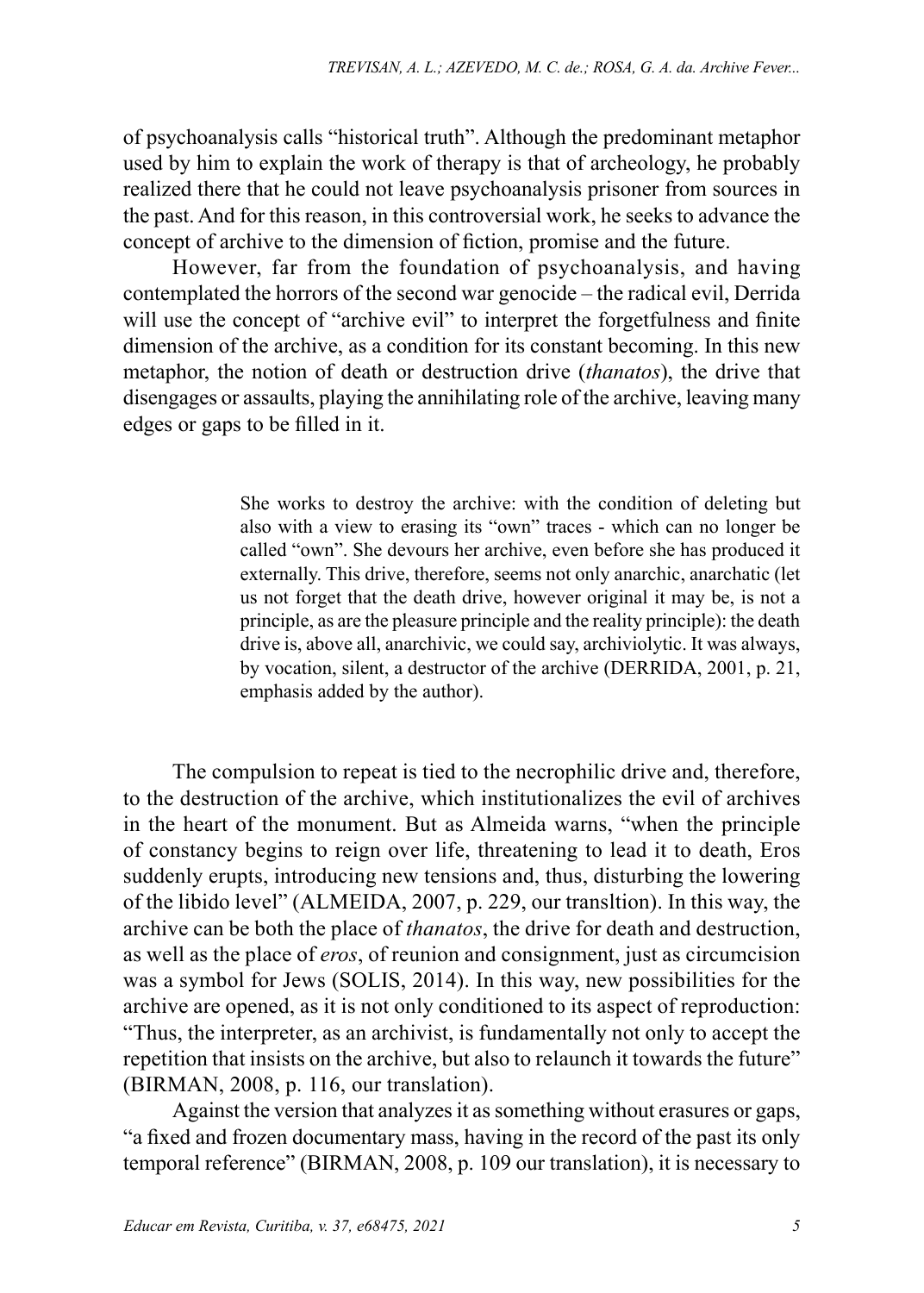of psychoanalysis calls "historical truth". Although the predominant metaphor used by him to explain the work of therapy is that of archeology, he probably realized there that he could not leave psychoanalysis prisoner from sources in the past. And for this reason, in this controversial work, he seeks to advance the concept of archive to the dimension of fiction, promise and the future.

However, far from the foundation of psychoanalysis, and having contemplated the horrors of the second war genocide – the radical evil, Derrida will use the concept of "archive evil" to interpret the forgetfulness and finite dimension of the archive, as a condition for its constant becoming. In this new metaphor, the notion of death or destruction drive (*thanatos*), the drive that disengages or assaults, playing the annihilating role of the archive, leaving many edges or gaps to be filled in it.

> She works to destroy the archive: with the condition of deleting but also with a view to erasing its "own" traces - which can no longer be called "own". She devours her archive, even before she has produced it externally. This drive, therefore, seems not only anarchic, anarchatic (let us not forget that the death drive, however original it may be, is not a principle, as are the pleasure principle and the reality principle): the death drive is, above all, anarchivic, we could say, archiviolytic. It was always, by vocation, silent, a destructor of the archive (DERRIDA, 2001, p. 21, emphasis added by the author).

The compulsion to repeat is tied to the necrophilic drive and, therefore, to the destruction of the archive, which institutionalizes the evil of archives in the heart of the monument. But as Almeida warns, "when the principle of constancy begins to reign over life, threatening to lead it to death, Eros suddenly erupts, introducing new tensions and, thus, disturbing the lowering of the libido level" (ALMEIDA, 2007, p. 229, our transltion). In this way, the archive can be both the place of *thanatos*, the drive for death and destruction, as well as the place of *eros*, of reunion and consignment, just as circumcision was a symbol for Jews (SOLIS, 2014). In this way, new possibilities for the archive are opened, as it is not only conditioned to its aspect of reproduction: "Thus, the interpreter, as an archivist, is fundamentally not only to accept the repetition that insists on the archive, but also to relaunch it towards the future" (BIRMAN, 2008, p. 116, our translation).

Against the version that analyzes it as something without erasures or gaps, "a fixed and frozen documentary mass, having in the record of the past its only temporal reference" (BIRMAN, 2008, p. 109 our translation), it is necessary to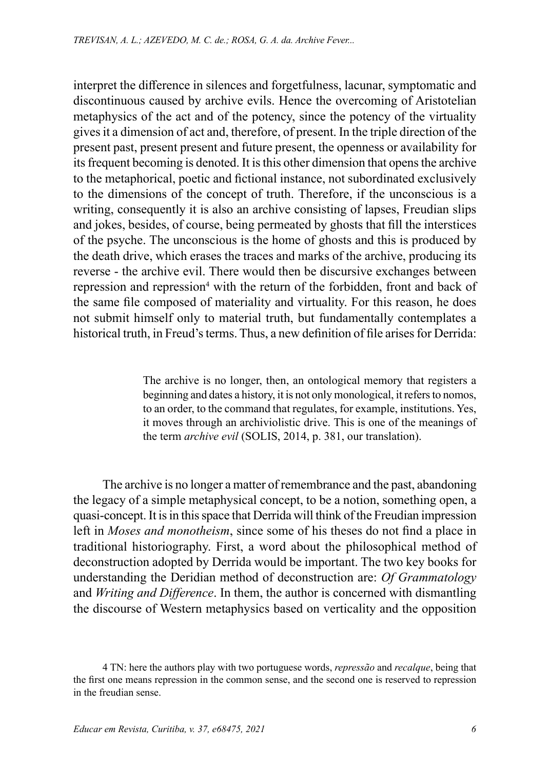interpret the difference in silences and forgetfulness, lacunar, symptomatic and discontinuous caused by archive evils. Hence the overcoming of Aristotelian metaphysics of the act and of the potency, since the potency of the virtuality gives it a dimension of act and, therefore, of present. In the triple direction of the present past, present present and future present, the openness or availability for its frequent becoming is denoted. It is this other dimension that opens the archive to the metaphorical, poetic and fictional instance, not subordinated exclusively to the dimensions of the concept of truth. Therefore, if the unconscious is a writing, consequently it is also an archive consisting of lapses, Freudian slips and jokes, besides, of course, being permeated by ghosts that fill the interstices of the psyche. The unconscious is the home of ghosts and this is produced by the death drive, which erases the traces and marks of the archive, producing its reverse - the archive evil. There would then be discursive exchanges between repression and repression[4] with the return of the forbidden, front and back of the same file composed of materiality and virtuality. For this reason, he does not submit himself only to material truth, but fundamentally contemplates a historical truth, in Freud's terms. Thus, a new definition of file arises for Derrida:

> The archive is no longer, then, an ontological memory that registers a beginning and dates a history, it is not only monological, it refers to nomos, to an order, to the command that regulates, for example, institutions. Yes, it moves through an archiviolistic drive. This is one of the meanings of the term *archive evil* (SOLIS, 2014, p. 381, our translation).

The archive is no longer a matter of remembrance and the past, abandoning the legacy of a simple metaphysical concept, to be a notion, something open, a quasi-concept. It is in this space that Derrida will think of the Freudian impression left in *Moses and monotheism*, since some of his theses do not find a place in traditional historiography. First, a word about the philosophical method of deconstruction adopted by Derrida would be important. The two key books for understanding the Deridian method of deconstruction are: *Of Grammatology* and *Writing and Difference*. In them, the author is concerned with dismantling the discourse of Western metaphysics based on verticality and the opposition

4 TN: here the authors play with two portuguese words, *repressão* and *recalque*, being that the first one means repression in the common sense, and the second one is reserved to repression in the freudian sense.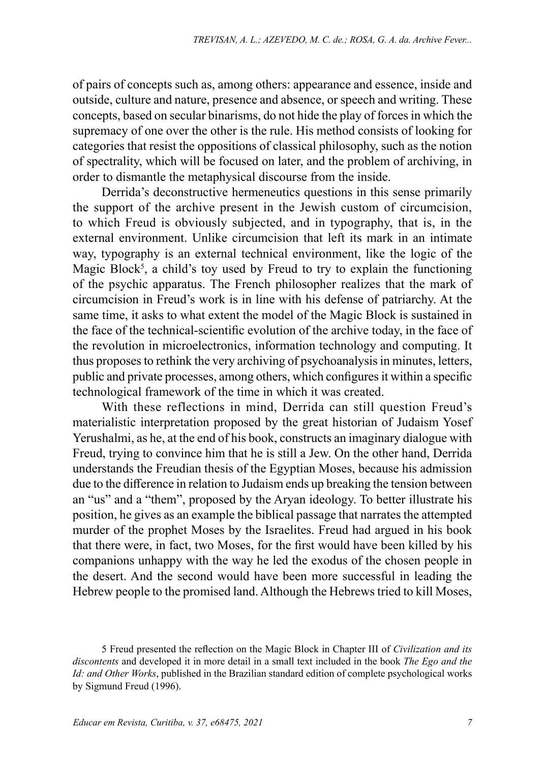of pairs of concepts such as, among others: appearance and essence, inside and outside, culture and nature, presence and absence, or speech and writing. These concepts, based on secular binarisms, do not hide the play of forces in which the supremacy of one over the other is the rule. His method consists of looking for categories that resist the oppositions of classical philosophy, such as the notion of spectrality, which will be focused on later, and the problem of archiving, in order to dismantle the metaphysical discourse from the inside.

Derrida's deconstructive hermeneutics questions in this sense primarily the support of the archive present in the Jewish custom of circumcision, to which Freud is obviously subjected, and in typography, that is, in the external environment. Unlike circumcision that left its mark in an intimate way, typography is an external technical environment, like the logic of the Magic Block[5], a child's toy used by Freud to try to explain the functioning of the psychic apparatus. The French philosopher realizes that the mark of circumcision in Freud's work is in line with his defense of patriarchy. At the same time, it asks to what extent the model of the Magic Block is sustained in the face of the technical-scientific evolution of the archive today, in the face of the revolution in microelectronics, information technology and computing. It thus proposes to rethink the very archiving of psychoanalysis in minutes, letters, public and private processes, among others, which configures it within a specific technological framework of the time in which it was created.

With these reflections in mind, Derrida can still question Freud's materialistic interpretation proposed by the great historian of Judaism Yosef Yerushalmi, as he, at the end of his book, constructs an imaginary dialogue with Freud, trying to convince him that he is still a Jew. On the other hand, Derrida understands the Freudian thesis of the Egyptian Moses, because his admission due to the difference in relation to Judaism ends up breaking the tension between an "us" and a "them", proposed by the Aryan ideology. To better illustrate his position, he gives as an example the biblical passage that narrates the attempted murder of the prophet Moses by the Israelites. Freud had argued in his book that there were, in fact, two Moses, for the first would have been killed by his companions unhappy with the way he led the exodus of the chosen people in the desert. And the second would have been more successful in leading the Hebrew people to the promised land. Although the Hebrews tried to kill Moses,

5 Freud presented the reflection on the Magic Block in Chapter III of *Civilization and its discontents* and developed it in more detail in a small text included in the book *The Ego and the Id: and Other Works*, published in the Brazilian standard edition of complete psychological works by Sigmund Freud (1996).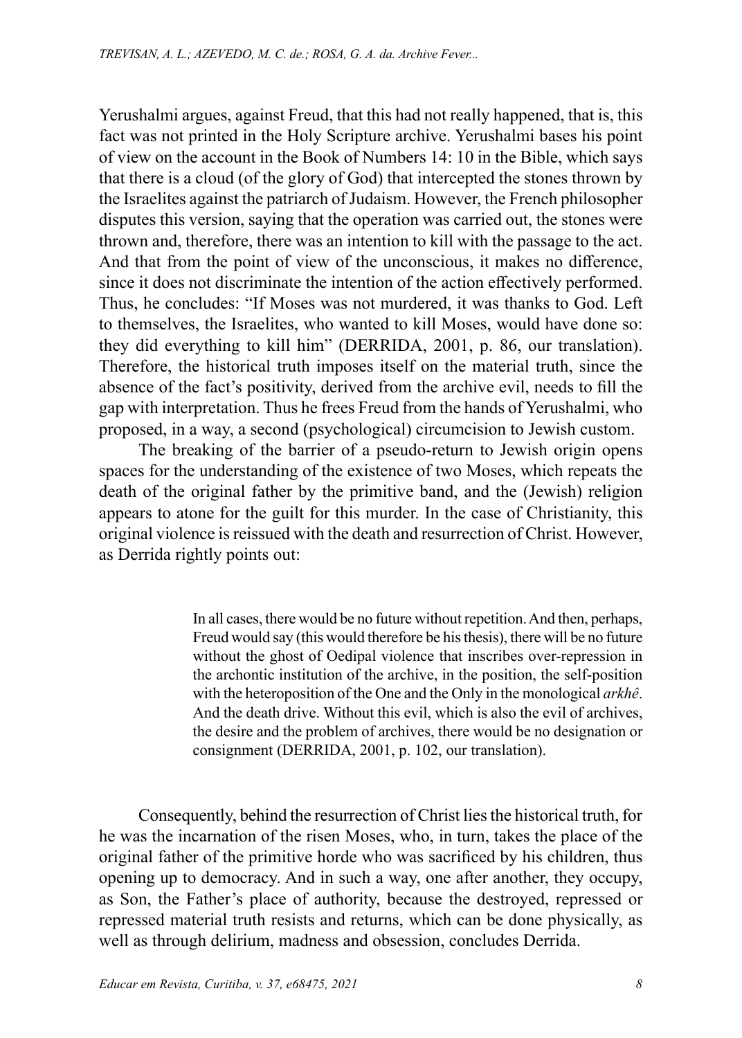Yerushalmi argues, against Freud, that this had not really happened, that is, this fact was not printed in the Holy Scripture archive. Yerushalmi bases his point of view on the account in the Book of Numbers 14: 10 in the Bible, which says that there is a cloud (of the glory of God) that intercepted the stones thrown by the Israelites against the patriarch of Judaism. However, the French philosopher disputes this version, saying that the operation was carried out, the stones were thrown and, therefore, there was an intention to kill with the passage to the act. And that from the point of view of the unconscious, it makes no difference, since it does not discriminate the intention of the action effectively performed. Thus, he concludes: "If Moses was not murdered, it was thanks to God. Left to themselves, the Israelites, who wanted to kill Moses, would have done so: they did everything to kill him" (DERRIDA, 2001, p. 86, our translation). Therefore, the historical truth imposes itself on the material truth, since the absence of the fact's positivity, derived from the archive evil, needs to fill the gap with interpretation. Thus he frees Freud from the hands of Yerushalmi, who proposed, in a way, a second (psychological) circumcision to Jewish custom.

The breaking of the barrier of a pseudo-return to Jewish origin opens spaces for the understanding of the existence of two Moses, which repeats the death of the original father by the primitive band, and the (Jewish) religion appears to atone for the guilt for this murder. In the case of Christianity, this original violence is reissued with the death and resurrection of Christ. However, as Derrida rightly points out:

> In all cases, there would be no future without repetition. And then, perhaps, Freud would say (this would therefore be his thesis), there will be no future without the ghost of Oedipal violence that inscribes over-repression in the archontic institution of the archive, in the position, the self-position with the heteroposition of the One and the Only in the monological *arkhê*. And the death drive. Without this evil, which is also the evil of archives, the desire and the problem of archives, there would be no designation or consignment (DERRIDA, 2001, p. 102, our translation).

Consequently, behind the resurrection of Christ lies the historical truth, for he was the incarnation of the risen Moses, who, in turn, takes the place of the original father of the primitive horde who was sacrificed by his children, thus opening up to democracy. And in such a way, one after another, they occupy, as Son, the Father's place of authority, because the destroyed, repressed or repressed material truth resists and returns, which can be done physically, as well as through delirium, madness and obsession, concludes Derrida.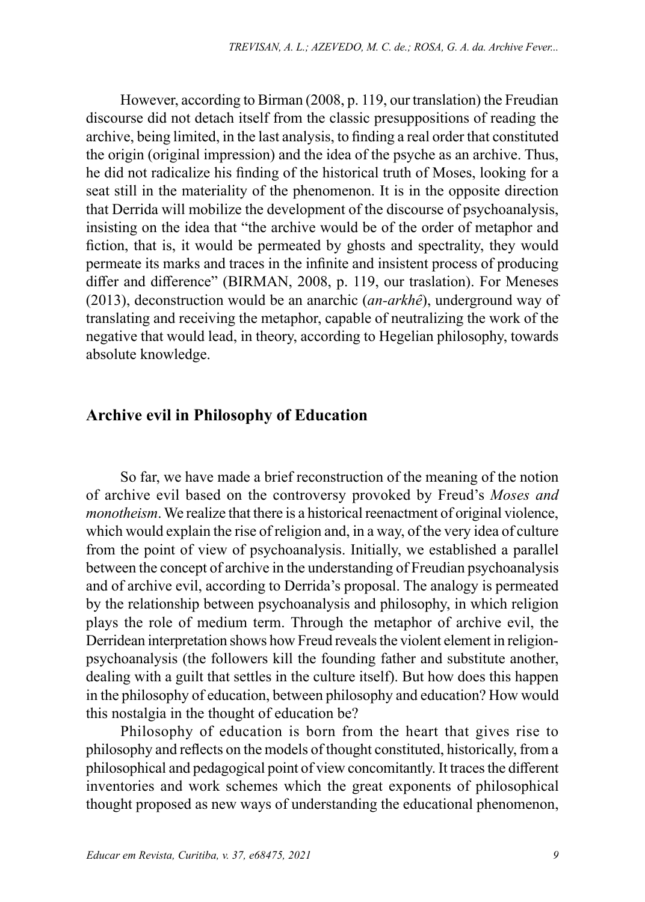However, according to Birman (2008, p. 119, our translation) the Freudian discourse did not detach itself from the classic presuppositions of reading the archive, being limited, in the last analysis, to finding a real order that constituted the origin (original impression) and the idea of the psyche as an archive. Thus, he did not radicalize his finding of the historical truth of Moses, looking for a seat still in the materiality of the phenomenon. It is in the opposite direction that Derrida will mobilize the development of the discourse of psychoanalysis, insisting on the idea that "the archive would be of the order of metaphor and fiction, that is, it would be permeated by ghosts and spectrality, they would permeate its marks and traces in the infinite and insistent process of producing differ and difference" (BIRMAN, 2008, p. 119, our traslation). For Meneses (2013), deconstruction would be an anarchic (*an-arkhê*), underground way of translating and receiving the metaphor, capable of neutralizing the work of the negative that would lead, in theory, according to Hegelian philosophy, towards absolute knowledge.

## Archive evil in Philosophy of Education

So far, we have made a brief reconstruction of the meaning of the notion of archive evil based on the controversy provoked by Freud's *Moses and monotheism*. We realize that there is a historical reenactment of original violence, which would explain the rise of religion and, in a way, of the very idea of culture from the point of view of psychoanalysis. Initially, we established a parallel between the concept of archive in the understanding of Freudian psychoanalysis and of archive evil, according to Derrida's proposal. The analogy is permeated by the relationship between psychoanalysis and philosophy, in which religion plays the role of medium term. Through the metaphor of archive evil, the Derridean interpretation shows how Freud reveals the violent element in religion-psychoanalysis (the followers kill the founding father and substitute another, dealing with a guilt that settles in the culture itself). But how does this happen in the philosophy of education, between philosophy and education? How would this nostalgia in the thought of education be?

Philosophy of education is born from the heart that gives rise to philosophy and reflects on the models of thought constituted, historically, from a philosophical and pedagogical point of view concomitantly. It traces the different inventories and work schemes which the great exponents of philosophical thought proposed as new ways of understanding the educational phenomenon,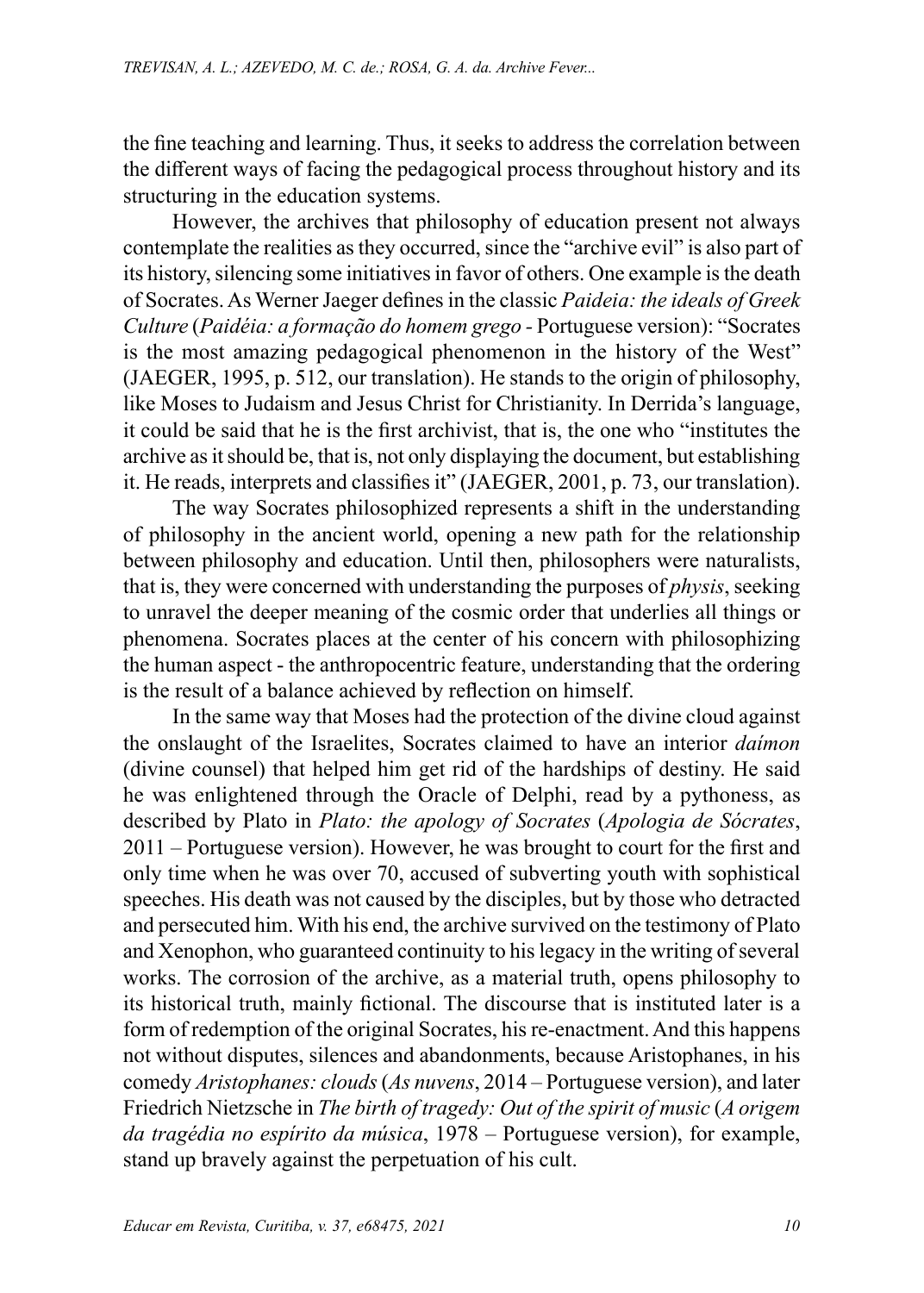the fine teaching and learning. Thus, it seeks to address the correlation between the different ways of facing the pedagogical process throughout history and its structuring in the education systems.

However, the archives that philosophy of education present not always contemplate the realities as they occurred, since the "archive evil" is also part of its history, silencing some initiatives in favor of others. One example is the death of Socrates. As Werner Jaeger defines in the classic *Paideia: the ideals of Greek Culture* (*Paidéia: a formação do homem grego* - Portuguese version): "Socrates is the most amazing pedagogical phenomenon in the history of the West" (JAEGER, 1995, p. 512, our translation). He stands to the origin of philosophy, like Moses to Judaism and Jesus Christ for Christianity. In Derrida's language, it could be said that he is the first archivist, that is, the one who "institutes the archive as it should be, that is, not only displaying the document, but establishing it. He reads, interprets and classifies it" (JAEGER, 2001, p. 73, our translation).

The way Socrates philosophized represents a shift in the understanding of philosophy in the ancient world, opening a new path for the relationship between philosophy and education. Until then, philosophers were naturalists, that is, they were concerned with understanding the purposes of *physis*, seeking to unravel the deeper meaning of the cosmic order that underlies all things or phenomena. Socrates places at the center of his concern with philosophizing the human aspect - the anthropocentric feature, understanding that the ordering is the result of a balance achieved by reflection on himself.

In the same way that Moses had the protection of the divine cloud against the onslaught of the Israelites, Socrates claimed to have an interior *daímon* (divine counsel) that helped him get rid of the hardships of destiny. He said he was enlightened through the Oracle of Delphi, read by a pythoness, as described by Plato in *Plato: the apology of Socrates* (*Apologia de Sócrates*, 2011 – Portuguese version). However, he was brought to court for the first and only time when he was over 70, accused of subverting youth with sophistical speeches. His death was not caused by the disciples, but by those who detracted and persecuted him. With his end, the archive survived on the testimony of Plato and Xenophon, who guaranteed continuity to his legacy in the writing of several works. The corrosion of the archive, as a material truth, opens philosophy to its historical truth, mainly fictional. The discourse that is instituted later is a form of redemption of the original Socrates, his re-enactment. And this happens not without disputes, silences and abandonments, because Aristophanes, in his comedy *Aristophanes: clouds* (*As nuvens*, 2014 – Portuguese version), and later Friedrich Nietzsche in *The birth of tragedy: Out of the spirit of music* (*A origem da tragédia no espírito da música*, 1978 – Portuguese version), for example, stand up bravely against the perpetuation of his cult.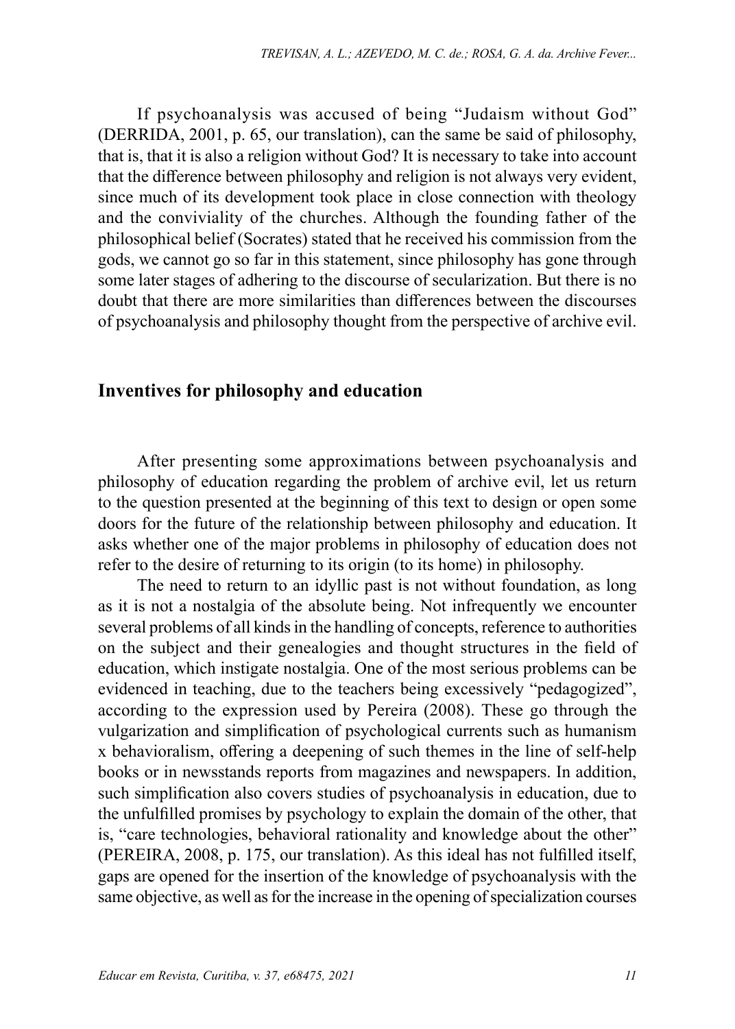If psychoanalysis was accused of being "Judaism without God" (DERRIDA, 2001, p. 65, our translation), can the same be said of philosophy, that is, that it is also a religion without God? It is necessary to take into account that the difference between philosophy and religion is not always very evident, since much of its development took place in close connection with theology and the conviviality of the churches. Although the founding father of the philosophical belief (Socrates) stated that he received his commission from the gods, we cannot go so far in this statement, since philosophy has gone through some later stages of adhering to the discourse of secularization. But there is no doubt that there are more similarities than differences between the discourses of psychoanalysis and philosophy thought from the perspective of archive evil.

## Inventives for philosophy and education

After presenting some approximations between psychoanalysis and philosophy of education regarding the problem of archive evil, let us return to the question presented at the beginning of this text to design or open some doors for the future of the relationship between philosophy and education. It asks whether one of the major problems in philosophy of education does not refer to the desire of returning to its origin (to its home) in philosophy.

The need to return to an idyllic past is not without foundation, as long as it is not a nostalgia of the absolute being. Not infrequently we encounter several problems of all kinds in the handling of concepts, reference to authorities on the subject and their genealogies and thought structures in the field of education, which instigate nostalgia. One of the most serious problems can be evidenced in teaching, due to the teachers being excessively "pedagogized", according to the expression used by Pereira (2008). These go through the vulgarization and simplification of psychological currents such as humanism x behavioralism, offering a deepening of such themes in the line of self-help books or in newsstands reports from magazines and newspapers. In addition, such simplification also covers studies of psychoanalysis in education, due to the unfulfilled promises by psychology to explain the domain of the other, that is, "care technologies, behavioral rationality and knowledge about the other" (PEREIRA, 2008, p. 175, our translation). As this ideal has not fulfilled itself, gaps are opened for the insertion of the knowledge of psychoanalysis with the same objective, as well as for the increase in the opening of specialization courses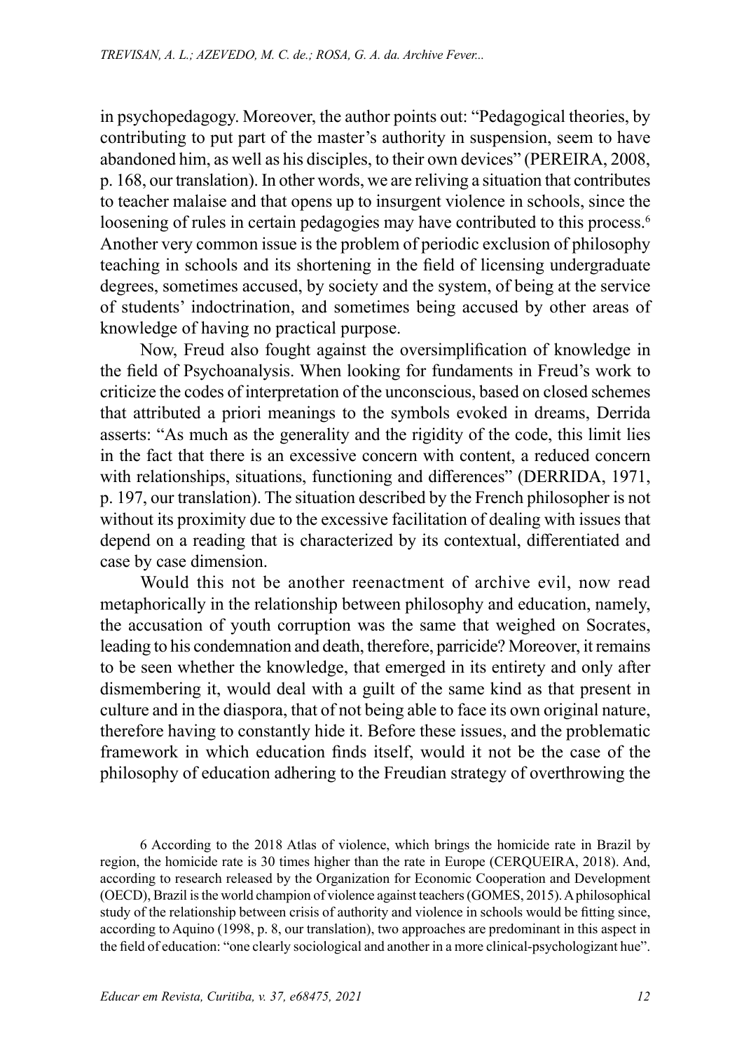in psychopedagogy. Moreover, the author points out: "Pedagogical theories, by contributing to put part of the master's authority in suspension, seem to have abandoned him, as well as his disciples, to their own devices" (PEREIRA, 2008, p. 168, our translation). In other words, we are reliving a situation that contributes to teacher malaise and that opens up to insurgent violence in schools, since the loosening of rules in certain pedagogies may have contributed to this process.[6] Another very common issue is the problem of periodic exclusion of philosophy teaching in schools and its shortening in the field of licensing undergraduate degrees, sometimes accused, by society and the system, of being at the service of students' indoctrination, and sometimes being accused by other areas of knowledge of having no practical purpose.

Now, Freud also fought against the oversimplification of knowledge in the field of Psychoanalysis. When looking for fundaments in Freud's work to criticize the codes of interpretation of the unconscious, based on closed schemes that attributed a priori meanings to the symbols evoked in dreams, Derrida asserts: "As much as the generality and the rigidity of the code, this limit lies in the fact that there is an excessive concern with content, a reduced concern with relationships, situations, functioning and differences" (DERRIDA, 1971, p. 197, our translation). The situation described by the French philosopher is not without its proximity due to the excessive facilitation of dealing with issues that depend on a reading that is characterized by its contextual, differentiated and case by case dimension.

Would this not be another reenactment of archive evil, now read metaphorically in the relationship between philosophy and education, namely, the accusation of youth corruption was the same that weighed on Socrates, leading to his condemnation and death, therefore, parricide? Moreover, it remains to be seen whether the knowledge, that emerged in its entirety and only after dismembering it, would deal with a guilt of the same kind as that present in culture and in the diaspora, that of not being able to face its own original nature, therefore having to constantly hide it. Before these issues, and the problematic framework in which education finds itself, would it not be the case of the philosophy of education adhering to the Freudian strategy of overthrowing the

6 According to the 2018 Atlas of violence, which brings the homicide rate in Brazil by region, the homicide rate is 30 times higher than the rate in Europe (CERQUEIRA, 2018). And, according to research released by the Organization for Economic Cooperation and Development (OECD), Brazil is the world champion of violence against teachers (GOMES, 2015). A philosophical study of the relationship between crisis of authority and violence in schools would be fitting since, according to Aquino (1998, p. 8, our translation), two approaches are predominant in this aspect in the field of education: "one clearly sociological and another in a more clinical-psychologizant hue".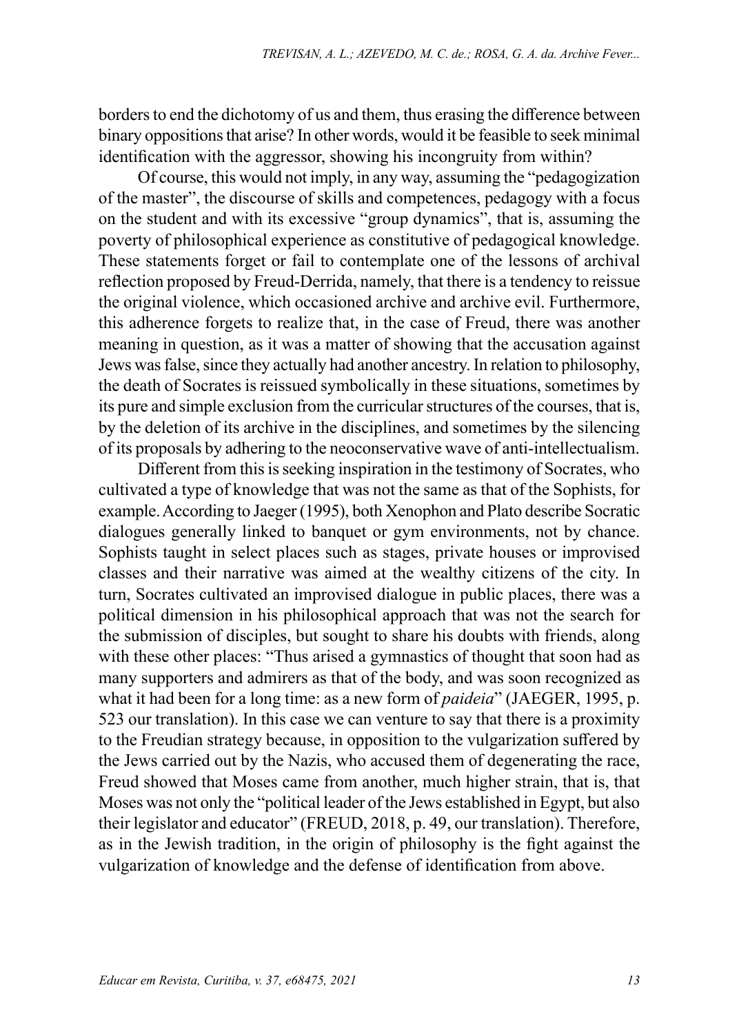borders to end the dichotomy of us and them, thus erasing the difference between binary oppositions that arise? In other words, would it be feasible to seek minimal identification with the aggressor, showing his incongruity from within?

Of course, this would not imply, in any way, assuming the "pedagogization of the master", the discourse of skills and competences, pedagogy with a focus on the student and with its excessive "group dynamics", that is, assuming the poverty of philosophical experience as constitutive of pedagogical knowledge. These statements forget or fail to contemplate one of the lessons of archival reflection proposed by Freud-Derrida, namely, that there is a tendency to reissue the original violence, which occasioned archive and archive evil. Furthermore, this adherence forgets to realize that, in the case of Freud, there was another meaning in question, as it was a matter of showing that the accusation against Jews was false, since they actually had another ancestry. In relation to philosophy, the death of Socrates is reissued symbolically in these situations, sometimes by its pure and simple exclusion from the curricular structures of the courses, that is, by the deletion of its archive in the disciplines, and sometimes by the silencing of its proposals by adhering to the neoconservative wave of anti-intellectualism.

Different from this is seeking inspiration in the testimony of Socrates, who cultivated a type of knowledge that was not the same as that of the Sophists, for example. According to Jaeger (1995), both Xenophon and Plato describe Socratic dialogues generally linked to banquet or gym environments, not by chance. Sophists taught in select places such as stages, private houses or improvised classes and their narrative was aimed at the wealthy citizens of the city. In turn, Socrates cultivated an improvised dialogue in public places, there was a political dimension in his philosophical approach that was not the search for the submission of disciples, but sought to share his doubts with friends, along with these other places: "Thus arised a gymnastics of thought that soon had as many supporters and admirers as that of the body, and was soon recognized as what it had been for a long time: as a new form of *paideia*" (JAEGER, 1995, p. 523 our translation). In this case we can venture to say that there is a proximity to the Freudian strategy because, in opposition to the vulgarization suffered by the Jews carried out by the Nazis, who accused them of degenerating the race, Freud showed that Moses came from another, much higher strain, that is, that Moses was not only the "political leader of the Jews established in Egypt, but also their legislator and educator" (FREUD, 2018, p. 49, our translation). Therefore, as in the Jewish tradition, in the origin of philosophy is the fight against the vulgarization of knowledge and the defense of identification from above.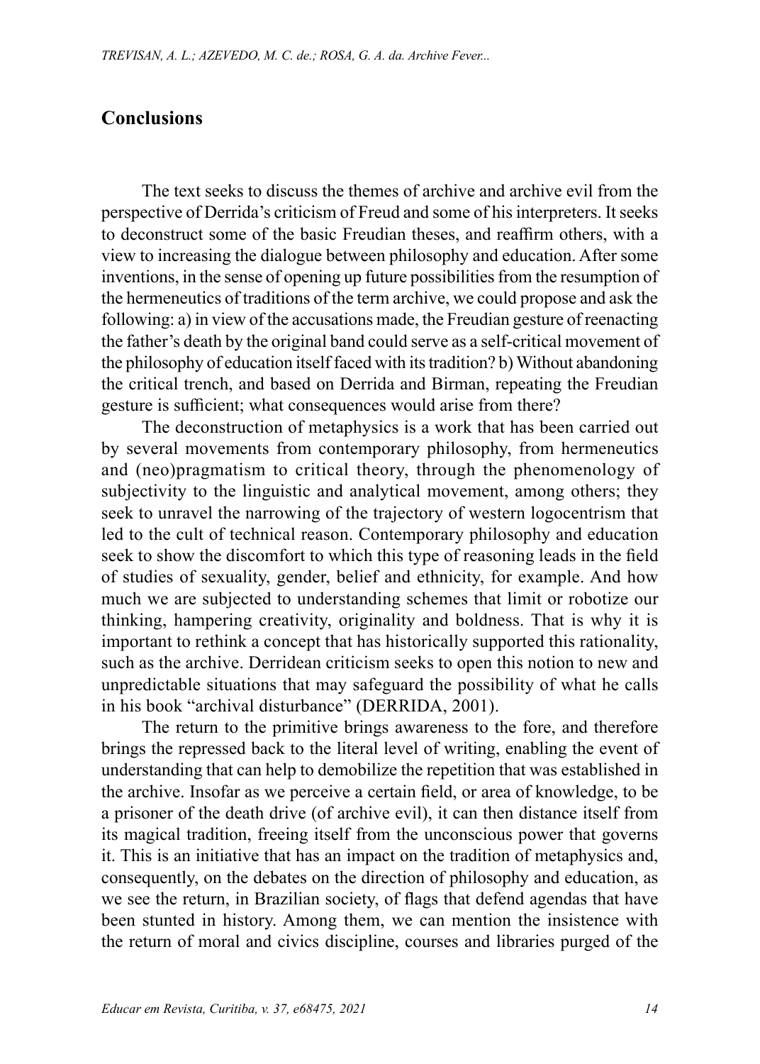## Conclusions

The text seeks to discuss the themes of archive and archive evil from the perspective of Derrida's criticism of Freud and some of his interpreters. It seeks to deconstruct some of the basic Freudian theses, and reaffirm others, with a view to increasing the dialogue between philosophy and education. After some inventions, in the sense of opening up future possibilities from the resumption of the hermeneutics of traditions of the term archive, we could propose and ask the following: a) in view of the accusations made, the Freudian gesture of reenacting the father's death by the original band could serve as a self-critical movement of the philosophy of education itself faced with its tradition? b) Without abandoning the critical trench, and based on Derrida and Birman, repeating the Freudian gesture is sufficient; what consequences would arise from there?

The deconstruction of metaphysics is a work that has been carried out by several movements from contemporary philosophy, from hermeneutics and (neo)pragmatism to critical theory, through the phenomenology of subjectivity to the linguistic and analytical movement, among others; they seek to unravel the narrowing of the trajectory of western logocentrism that led to the cult of technical reason. Contemporary philosophy and education seek to show the discomfort to which this type of reasoning leads in the field of studies of sexuality, gender, belief and ethnicity, for example. And how much we are subjected to understanding schemes that limit or robotize our thinking, hampering creativity, originality and boldness. That is why it is important to rethink a concept that has historically supported this rationality, such as the archive. Derridean criticism seeks to open this notion to new and unpredictable situations that may safeguard the possibility of what he calls in his book "archival disturbance" (DERRIDA, 2001).

The return to the primitive brings awareness to the fore, and therefore brings the repressed back to the literal level of writing, enabling the event of understanding that can help to demobilize the repetition that was established in the archive. Insofar as we perceive a certain field, or area of knowledge, to be a prisoner of the death drive (of archive evil), it can then distance itself from its magical tradition, freeing itself from the unconscious power that governs it. This is an initiative that has an impact on the tradition of metaphysics and, consequently, on the debates on the direction of philosophy and education, as we see the return, in Brazilian society, of flags that defend agendas that have been stunted in history. Among them, we can mention the insistence with the return of moral and civics discipline, courses and libraries purged of the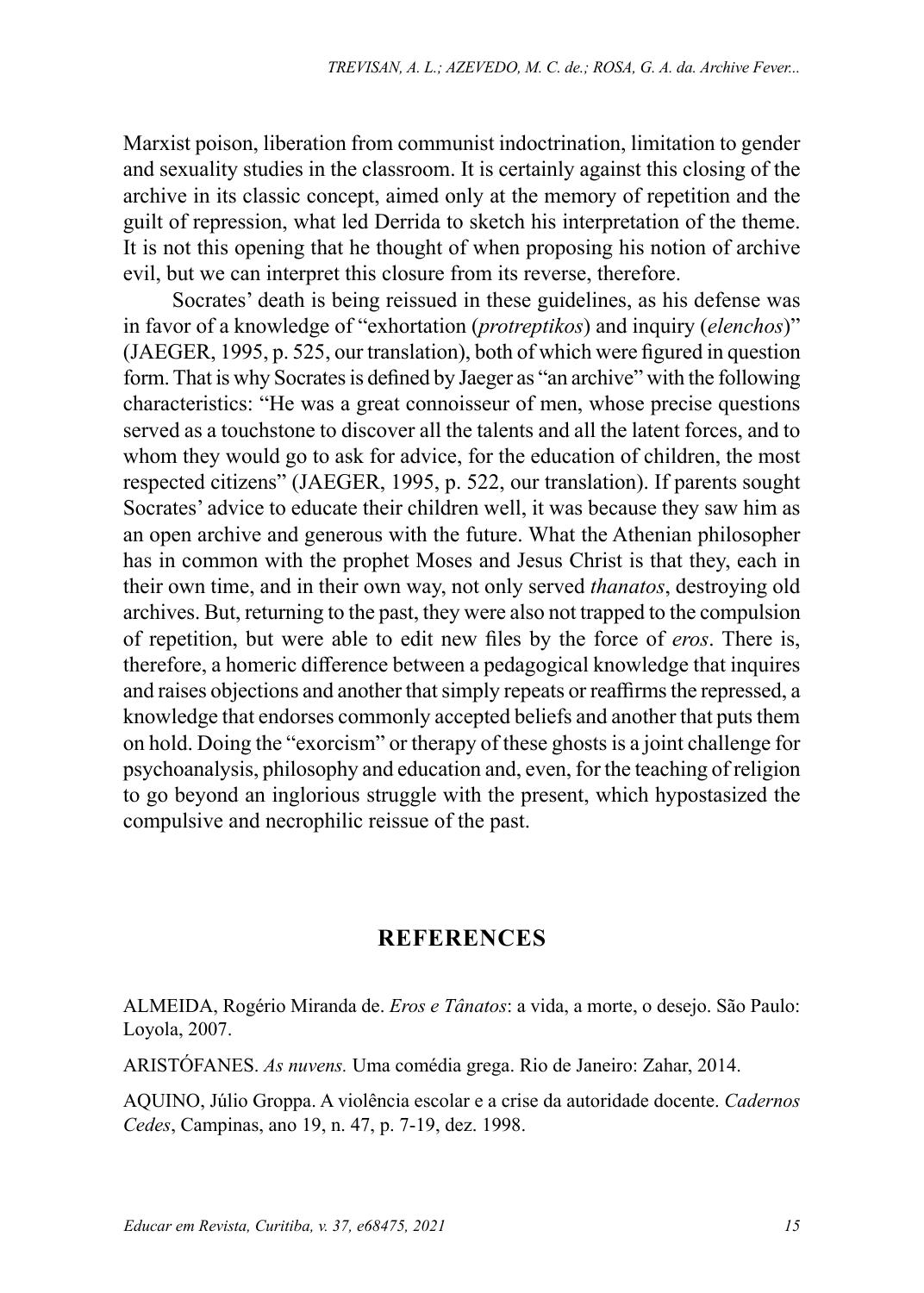Marxist poison, liberation from communist indoctrination, limitation to gender and sexuality studies in the classroom. It is certainly against this closing of the archive in its classic concept, aimed only at the memory of repetition and the guilt of repression, what led Derrida to sketch his interpretation of the theme. It is not this opening that he thought of when proposing his notion of archive evil, but we can interpret this closure from its reverse, therefore.

Socrates' death is being reissued in these guidelines, as his defense was in favor of a knowledge of "exhortation (*protreptikos*) and inquiry (*elenchos*)" (JAEGER, 1995, p. 525, our translation), both of which were figured in question form. That is why Socrates is defined by Jaeger as "an archive" with the following characteristics: "He was a great connoisseur of men, whose precise questions served as a touchstone to discover all the talents and all the latent forces, and to whom they would go to ask for advice, for the education of children, the most respected citizens" (JAEGER, 1995, p. 522, our translation). If parents sought Socrates' advice to educate their children well, it was because they saw him as an open archive and generous with the future. What the Athenian philosopher has in common with the prophet Moses and Jesus Christ is that they, each in their own time, and in their own way, not only served *thanatos*, destroying old archives. But, returning to the past, they were also not trapped to the compulsion of repetition, but were able to edit new files by the force of *eros*. There is, therefore, a homeric difference between a pedagogical knowledge that inquires and raises objections and another that simply repeats or reaffirms the repressed, a knowledge that endorses commonly accepted beliefs and another that puts them on hold. Doing the "exorcism" or therapy of these ghosts is a joint challenge for psychoanalysis, philosophy and education and, even, for the teaching of religion to go beyond an inglorious struggle with the present, which hypostasized the compulsive and necrophilic reissue of the past.

## REFERENCES

ALMEIDA, Rogério Miranda de. *Eros e Tânatos*: a vida, a morte, o desejo. São Paulo: Loyola, 2007.

ARISTÓFANES. *As nuvens.* Uma comédia grega. Rio de Janeiro: Zahar, 2014.

AQUINO, Júlio Groppa. A violência escolar e a crise da autoridade docente. *Cadernos Cedes*, Campinas, ano 19, n. 47, p. 7-19, dez. 1998.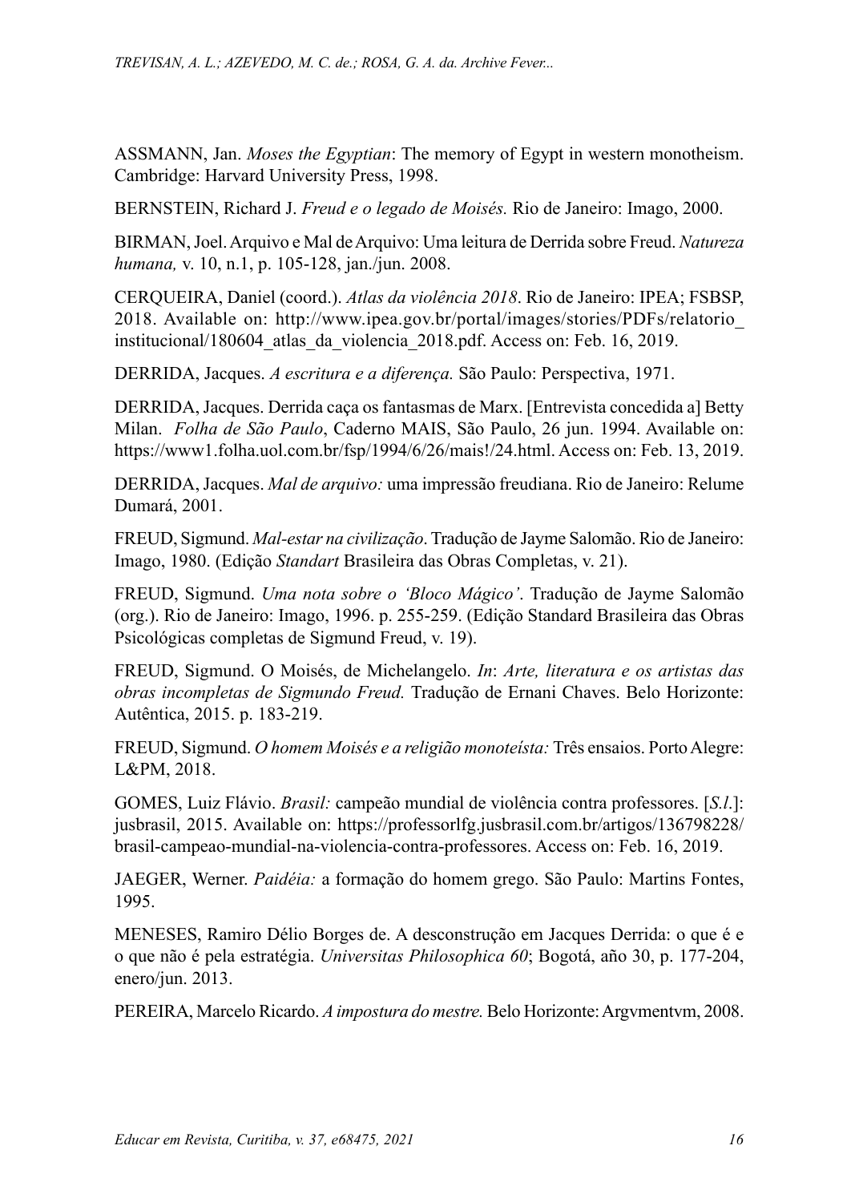ASSMANN, Jan. *Moses the Egyptian*: The memory of Egypt in western monotheism. Cambridge: Harvard University Press, 1998.

BERNSTEIN, Richard J. *Freud e o legado de Moisés.* Rio de Janeiro: Imago, 2000.

BIRMAN, Joel. Arquivo e Mal de Arquivo: Uma leitura de Derrida sobre Freud. *Natureza humana,* v. 10, n.1, p. 105-128, jan./jun. 2008.

CERQUEIRA, Daniel (coord.). *Atlas da violência 2018*. Rio de Janeiro: IPEA; FSBSP, 2018. Available on: http://www.ipea.gov.br/portal/images/stories/PDFs/relatorio_institucional/180604_atlas_da_violencia_2018.pdf. Access on: Feb. 16, 2019.

DERRIDA, Jacques. *A escritura e a diferença.* São Paulo: Perspectiva, 1971.

DERRIDA, Jacques. Derrida caça os fantasmas de Marx. [Entrevista concedida a] Betty Milan. *Folha de São Paulo*, Caderno MAIS, São Paulo, 26 jun. 1994. Available on: https://www1.folha.uol.com.br/fsp/1994/6/26/mais!/24.html. Access on: Feb. 13, 2019.

DERRIDA, Jacques. *Mal de arquivo:* uma impressão freudiana. Rio de Janeiro: Relume Dumará, 2001.

FREUD, Sigmund. *Mal-estar na civilização*. Tradução de Jayme Salomão. Rio de Janeiro: Imago, 1980. (Edição *Standart* Brasileira das Obras Completas, v. 21).

FREUD, Sigmund. *Uma nota sobre o 'Bloco Mágico'*. Tradução de Jayme Salomão (org.). Rio de Janeiro: Imago, 1996. p. 255-259. (Edição Standard Brasileira das Obras Psicológicas completas de Sigmund Freud, v. 19).

FREUD, Sigmund. O Moisés, de Michelangelo. *In*: *Arte, literatura e os artistas das obras incompletas de Sigmundo Freud.* Tradução de Ernani Chaves. Belo Horizonte: Autêntica, 2015. p. 183-219.

FREUD, Sigmund. *O homem Moisés e a religião monoteísta:* Três ensaios. Porto Alegre: L&PM, 2018.

GOMES, Luiz Flávio. *Brasil:* campeão mundial de violência contra professores. [*S.l.*]: jusbrasil, 2015. Available on: https://professorlfg.jusbrasil.com.br/artigos/136798228/brasil-campeao-mundial-na-violencia-contra-professores. Access on: Feb. 16, 2019.

JAEGER, Werner. *Paidéia:* a formação do homem grego. São Paulo: Martins Fontes, 1995.

MENESES, Ramiro Délio Borges de. A desconstrução em Jacques Derrida: o que é e o que não é pela estratégia. *Universitas Philosophica 60*; Bogotá, año 30, p. 177-204, enero/jun. 2013.

PEREIRA, Marcelo Ricardo. *A impostura do mestre.* Belo Horizonte: Argvmentvm, 2008.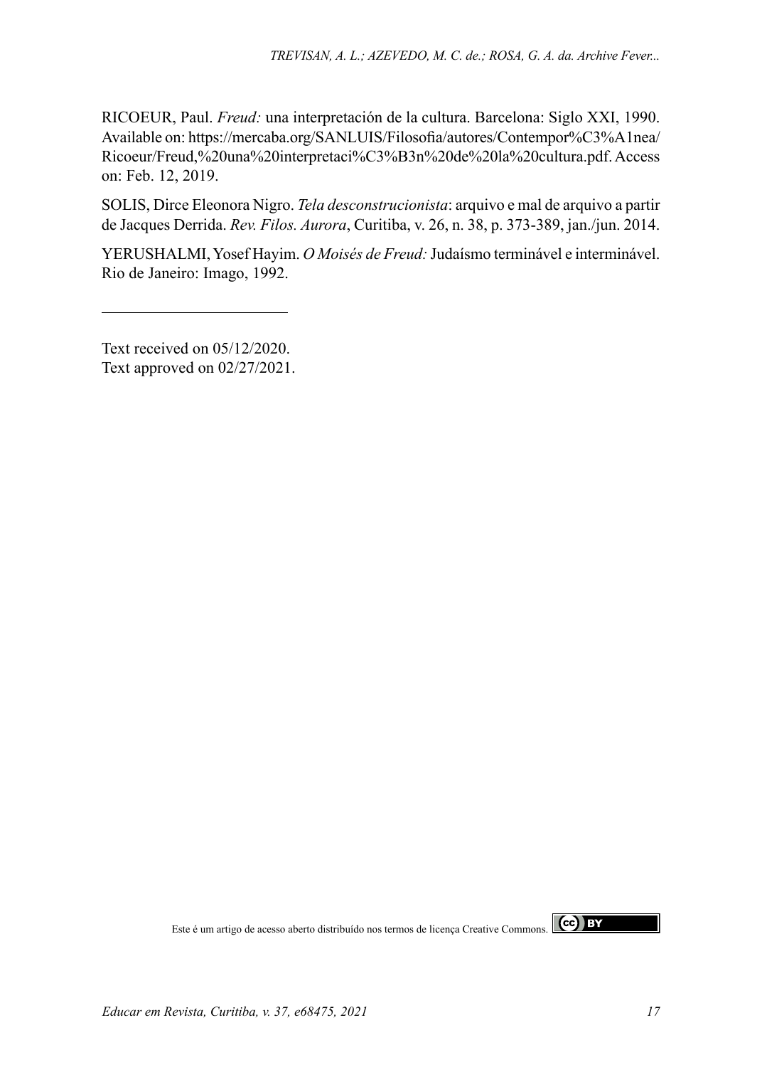RICOEUR, Paul. *Freud:* una interpretación de la cultura. Barcelona: Siglo XXI, 1990. Available on: https://mercaba.org/SANLUIS/Filosofia/autores/Contempor%C3%A1nea/Ricoeur/Freud,%20una%20interpretaci%C3%B3n%20de%20la%20cultura.pdf. Access on: Feb. 12, 2019.

SOLIS, Dirce Eleonora Nigro. *Tela desconstrucionista*: arquivo e mal de arquivo a partir de Jacques Derrida. *Rev. Filos. Aurora*, Curitiba, v. 26, n. 38, p. 373-389, jan./jun. 2014.

YERUSHALMI, Yosef Hayim. *O Moisés de Freud:* Judaísmo terminável e interminável. Rio de Janeiro: Imago, 1992.

---

Text received on 05/12/2020.
Text approved on 02/27/2021.

Este é um artigo de acesso aberto distribuído nos termos de licença Creative Commons.